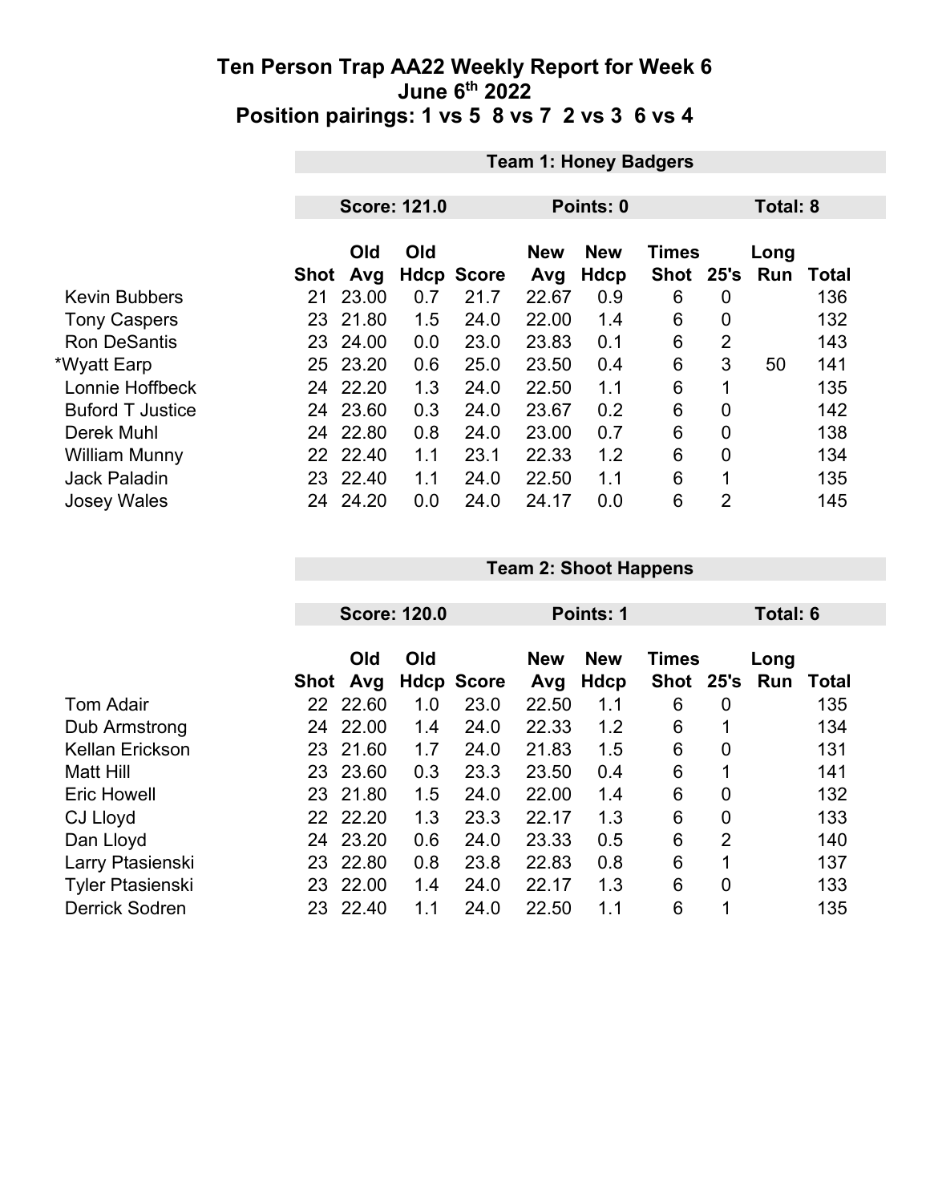# Ten Person Trap AA22 Weekly Report for Week 6
## June 6th 2022
## Position pairings: 1 vs 5 8 vs 7 2 vs 3 6 vs 4

### Team 1: Honey Badgers

**Score: 121.0** | **Points: 0** | **Total: 8**

| | Shot | Old Avg | Old Hdcp | Score | New Avg | New Hdcp | Times Shot | 25's | Long Run | Total |
|---|---|---|---|---|---|---|---|---|---|---|
| Kevin Bubbers | 21 | 23.00 | 0.7 | 21.7 | 22.67 | 0.9 | 6 | 0 | | 136 |
| Tony Caspers | 23 | 21.80 | 1.5 | 24.0 | 22.00 | 1.4 | 6 | 0 | | 132 |
| Ron DeSantis | 23 | 24.00 | 0.0 | 23.0 | 23.83 | 0.1 | 6 | 2 | | 143 |
| *Wyatt Earp | 25 | 23.20 | 0.6 | 25.0 | 23.50 | 0.4 | 6 | 3 | 50 | 141 |
| Lonnie Hoffbeck | 24 | 22.20 | 1.3 | 24.0 | 22.50 | 1.1 | 6 | 1 | | 135 |
| Buford T Justice | 24 | 23.60 | 0.3 | 24.0 | 23.67 | 0.2 | 6 | 0 | | 142 |
| Derek Muhl | 24 | 22.80 | 0.8 | 24.0 | 23.00 | 0.7 | 6 | 0 | | 138 |
| William Munny | 22 | 22.40 | 1.1 | 23.1 | 22.33 | 1.2 | 6 | 0 | | 134 |
| Jack Paladin | 23 | 22.40 | 1.1 | 24.0 | 22.50 | 1.1 | 6 | 1 | | 135 |
| Josey Wales | 24 | 24.20 | 0.0 | 24.0 | 24.17 | 0.0 | 6 | 2 | | 145 |

### Team 2: Shoot Happens

**Score: 120.0** | **Points: 1** | **Total: 6**

| | Shot | Old Avg | Old Hdcp | Score | New Avg | New Hdcp | Times Shot | 25's | Long Run | Total |
|---|---|---|---|---|---|---|---|---|---|---|
| Tom Adair | 22 | 22.60 | 1.0 | 23.0 | 22.50 | 1.1 | 6 | 0 | | 135 |
| Dub Armstrong | 24 | 22.00 | 1.4 | 24.0 | 22.33 | 1.2 | 6 | 1 | | 134 |
| Kellan Erickson | 23 | 21.60 | 1.7 | 24.0 | 21.83 | 1.5 | 6 | 0 | | 131 |
| Matt Hill | 23 | 23.60 | 0.3 | 23.3 | 23.50 | 0.4 | 6 | 1 | | 141 |
| Eric Howell | 23 | 21.80 | 1.5 | 24.0 | 22.00 | 1.4 | 6 | 0 | | 132 |
| CJ Lloyd | 22 | 22.20 | 1.3 | 23.3 | 22.17 | 1.3 | 6 | 0 | | 133 |
| Dan Lloyd | 24 | 23.20 | 0.6 | 24.0 | 23.33 | 0.5 | 6 | 2 | | 140 |
| Larry Ptasienski | 23 | 22.80 | 0.8 | 23.8 | 22.83 | 0.8 | 6 | 1 | | 137 |
| Tyler Ptasienski | 23 | 22.00 | 1.4 | 24.0 | 22.17 | 1.3 | 6 | 0 | | 133 |
| Derrick Sodren | 23 | 22.40 | 1.1 | 24.0 | 22.50 | 1.1 | 6 | 1 | | 135 |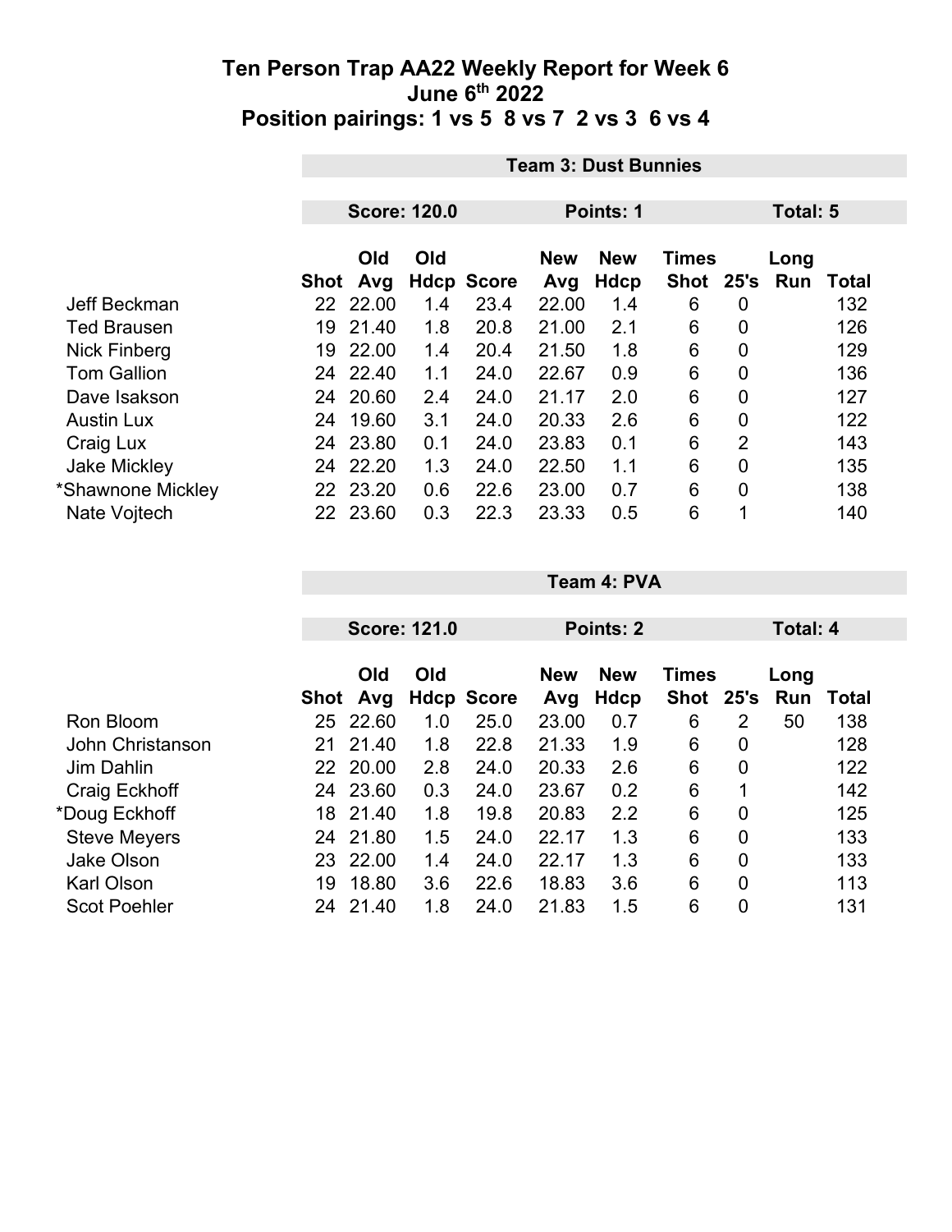# Ten Person Trap AA22 Weekly Report for Week 6
## June 6th 2022
## Position pairings: 1 vs 5 8 vs 7 2 vs 3 6 vs 4

### Team 3: Dust Bunnies

**Score: 120.0** | **Points: 1** | **Total: 5**

| | Shot | Old Avg | Old Hdcp | Score | New Avg | New Hdcp | Times Shot | 25's | Long Run | Total |
|---|---|---|---|---|---|---|---|---|---|---|
| Jeff Beckman | 22 | 22.00 | 1.4 | 23.4 | 22.00 | 1.4 | 6 | 0 | | 132 |
| Ted Brausen | 19 | 21.40 | 1.8 | 20.8 | 21.00 | 2.1 | 6 | 0 | | 126 |
| Nick Finberg | 19 | 22.00 | 1.4 | 20.4 | 21.50 | 1.8 | 6 | 0 | | 129 |
| Tom Gallion | 24 | 22.40 | 1.1 | 24.0 | 22.67 | 0.9 | 6 | 0 | | 136 |
| Dave Isakson | 24 | 20.60 | 2.4 | 24.0 | 21.17 | 2.0 | 6 | 0 | | 127 |
| Austin Lux | 24 | 19.60 | 3.1 | 24.0 | 20.33 | 2.6 | 6 | 0 | | 122 |
| Craig Lux | 24 | 23.80 | 0.1 | 24.0 | 23.83 | 0.1 | 6 | 2 | | 143 |
| Jake Mickley | 24 | 22.20 | 1.3 | 24.0 | 22.50 | 1.1 | 6 | 0 | | 135 |
| *Shawnone Mickley | 22 | 23.20 | 0.6 | 22.6 | 23.00 | 0.7 | 6 | 0 | | 138 |
| Nate Vojtech | 22 | 23.60 | 0.3 | 22.3 | 23.33 | 0.5 | 6 | 1 | | 140 |

### Team 4: PVA

**Score: 121.0** | **Points: 2** | **Total: 4**

| | Shot | Old Avg | Old Hdcp | Score | New Avg | New Hdcp | Times Shot | 25's | Long Run | Total |
|---|---|---|---|---|---|---|---|---|---|---|
| Ron Bloom | 25 | 22.60 | 1.0 | 25.0 | 23.00 | 0.7 | 6 | 2 | 50 | 138 |
| John Christanson | 21 | 21.40 | 1.8 | 22.8 | 21.33 | 1.9 | 6 | 0 | | 128 |
| Jim Dahlin | 22 | 20.00 | 2.8 | 24.0 | 20.33 | 2.6 | 6 | 0 | | 122 |
| Craig Eckhoff | 24 | 23.60 | 0.3 | 24.0 | 23.67 | 0.2 | 6 | 1 | | 142 |
| *Doug Eckhoff | 18 | 21.40 | 1.8 | 19.8 | 20.83 | 2.2 | 6 | 0 | | 125 |
| Steve Meyers | 24 | 21.80 | 1.5 | 24.0 | 22.17 | 1.3 | 6 | 0 | | 133 |
| Jake Olson | 23 | 22.00 | 1.4 | 24.0 | 22.17 | 1.3 | 6 | 0 | | 133 |
| Karl Olson | 19 | 18.80 | 3.6 | 22.6 | 18.83 | 3.6 | 6 | 0 | | 113 |
| Scot Poehler | 24 | 21.40 | 1.8 | 24.0 | 21.83 | 1.5 | 6 | 0 | | 131 |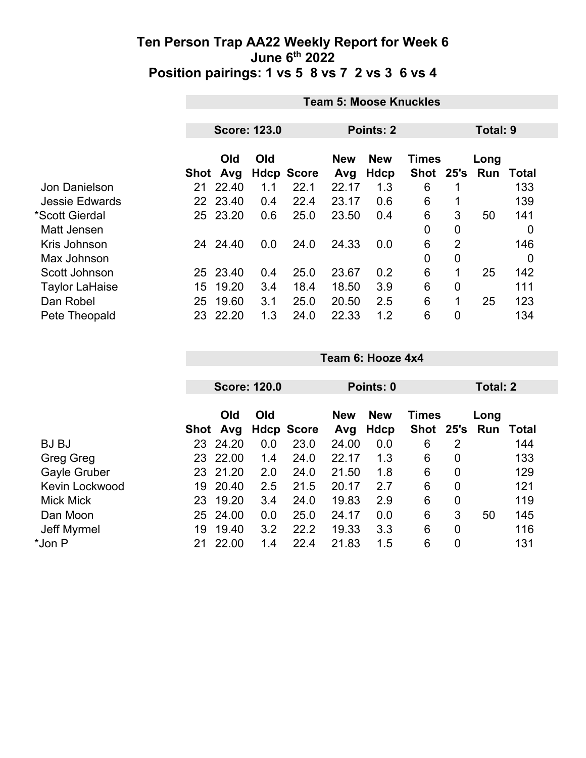# Ten Person Trap AA22 Weekly Report for Week 6
## June 6th 2022
## Position pairings: 1 vs 5 8 vs 7 2 vs 3 6 vs 4

**Team 5: Moose Knuckles**

**Score: 123.0** | **Points: 2** | **Total: 9**

| | Shot | Old Avg | Old Hdcp | Score | New Avg | New Hdcp | Times Shot | 25's | Long Run | Total |
|---|---|---|---|---|---|---|---|---|---|---|
| Jon Danielson | 21 | 22.40 | 1.1 | 22.1 | 22.17 | 1.3 | 6 | 1 | | 133 |
| Jessie Edwards | 22 | 23.40 | 0.4 | 22.4 | 23.17 | 0.6 | 6 | 1 | | 139 |
| *Scott Gierdal | 25 | 23.20 | 0.6 | 25.0 | 23.50 | 0.4 | 6 | 3 | 50 | 141 |
| Matt Jensen | | | | | | | 0 | 0 | | 0 |
| Kris Johnson | 24 | 24.40 | 0.0 | 24.0 | 24.33 | 0.0 | 6 | 2 | | 146 |
| Max Johnson | | | | | | | 0 | 0 | | 0 |
| Scott Johnson | 25 | 23.40 | 0.4 | 25.0 | 23.67 | 0.2 | 6 | 1 | 25 | 142 |
| Taylor LaHaise | 15 | 19.20 | 3.4 | 18.4 | 18.50 | 3.9 | 6 | 0 | | 111 |
| Dan Robel | 25 | 19.60 | 3.1 | 25.0 | 20.50 | 2.5 | 6 | 1 | 25 | 123 |
| Pete Theopald | 23 | 22.20 | 1.3 | 24.0 | 22.33 | 1.2 | 6 | 0 | | 134 |

**Team 6: Hooze 4x4**

**Score: 120.0** | **Points: 0** | **Total: 2**

| | Shot | Old Avg | Old Hdcp | Score | New Avg | New Hdcp | Times Shot | 25's | Long Run | Total |
|---|---|---|---|---|---|---|---|---|---|---|
| BJ BJ | 23 | 24.20 | 0.0 | 23.0 | 24.00 | 0.0 | 6 | 2 | | 144 |
| Greg Greg | 23 | 22.00 | 1.4 | 24.0 | 22.17 | 1.3 | 6 | 0 | | 133 |
| Gayle Gruber | 23 | 21.20 | 2.0 | 24.0 | 21.50 | 1.8 | 6 | 0 | | 129 |
| Kevin Lockwood | 19 | 20.40 | 2.5 | 21.5 | 20.17 | 2.7 | 6 | 0 | | 121 |
| Mick Mick | 23 | 19.20 | 3.4 | 24.0 | 19.83 | 2.9 | 6 | 0 | | 119 |
| Dan Moon | 25 | 24.00 | 0.0 | 25.0 | 24.17 | 0.0 | 6 | 3 | 50 | 145 |
| Jeff Myrmel | 19 | 19.40 | 3.2 | 22.2 | 19.33 | 3.3 | 6 | 0 | | 116 |
| *Jon P | 21 | 22.00 | 1.4 | 22.4 | 21.83 | 1.5 | 6 | 0 | | 131 |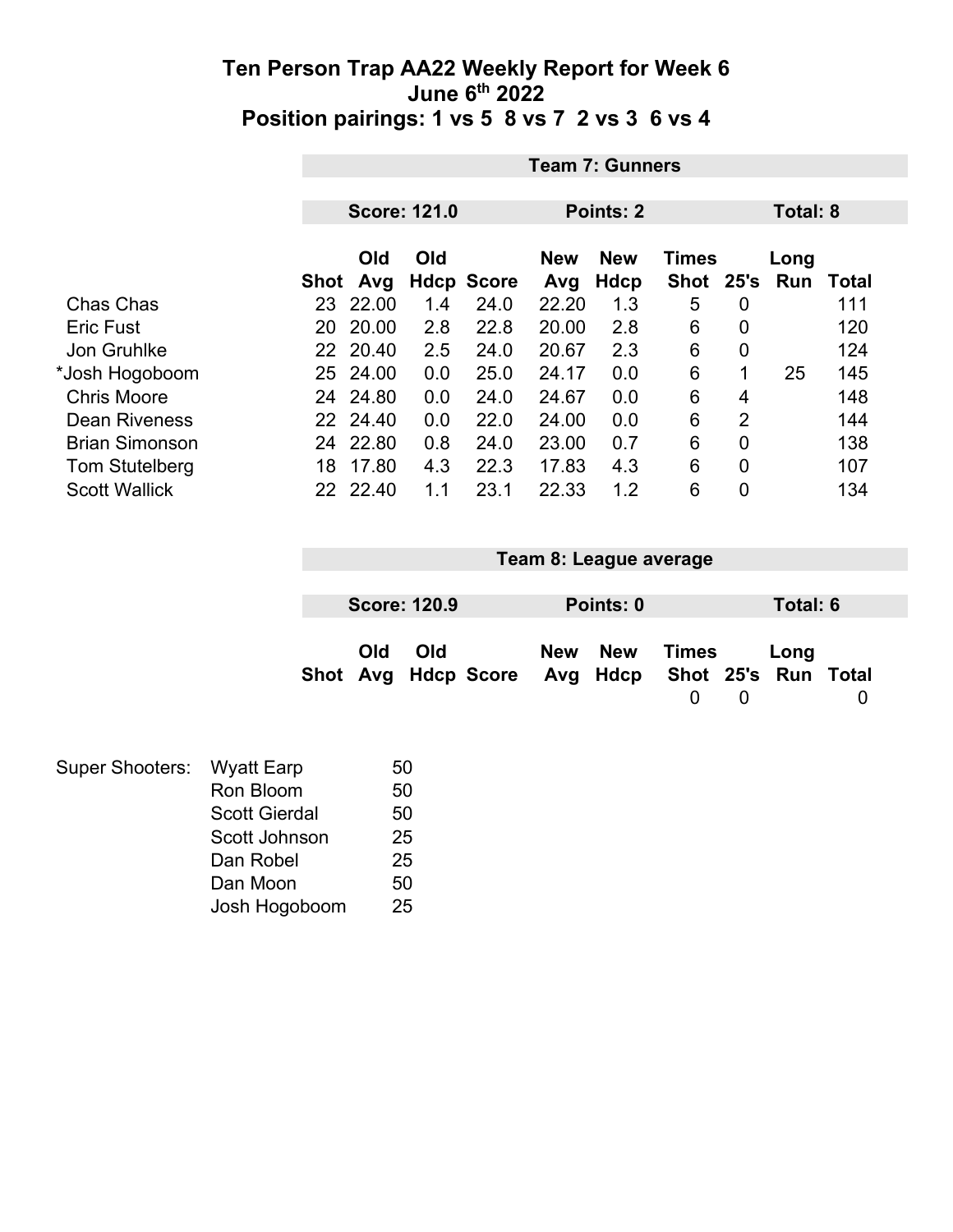# Ten Person Trap AA22 Weekly Report for Week 6
## June 6th 2022
## Position pairings: 1 vs 5 8 vs 7 2 vs 3 6 vs 4

**Team 7: Gunners**

**Score: 121.0** | **Points: 2** | **Total: 8**

| | Shot | Old Avg | Old Hdcp | Score | New Avg | New Hdcp | Times Shot | 25's | Long Run | Total |
|---|---|---|---|---|---|---|---|---|---|---|
| Chas Chas | 23 | 22.00 | 1.4 | 24.0 | 22.20 | 1.3 | 5 | 0 | | 111 |
| Eric Fust | 20 | 20.00 | 2.8 | 22.8 | 20.00 | 2.8 | 6 | 0 | | 120 |
| Jon Gruhlke | 22 | 20.40 | 2.5 | 24.0 | 20.67 | 2.3 | 6 | 0 | | 124 |
| *Josh Hogoboom | 25 | 24.00 | 0.0 | 25.0 | 24.17 | 0.0 | 6 | 1 | 25 | 145 |
| Chris Moore | 24 | 24.80 | 0.0 | 24.0 | 24.67 | 0.0 | 6 | 4 | | 148 |
| Dean Riveness | 22 | 24.40 | 0.0 | 22.0 | 24.00 | 0.0 | 6 | 2 | | 144 |
| Brian Simonson | 24 | 22.80 | 0.8 | 24.0 | 23.00 | 0.7 | 6 | 0 | | 138 |
| Tom Stutelberg | 18 | 17.80 | 4.3 | 22.3 | 17.83 | 4.3 | 6 | 0 | | 107 |
| Scott Wallick | 22 | 22.40 | 1.1 | 23.1 | 22.33 | 1.2 | 6 | 0 | | 134 |

**Team 8: League average**

**Score: 120.9** | **Points: 0** | **Total: 6**

| | Shot | Old Avg | Old Hdcp | Score | New Avg | New Hdcp | Times Shot | 25's | Long Run | Total |
|---|---|---|---|---|---|---|---|---|---|---|
| | | | | | | | 0 | 0 | | 0 |

| Super Shooters: | | |
|---|---|---|
| | Wyatt Earp | 50 |
| | Ron Bloom | 50 |
| | Scott Gierdal | 50 |
| | Scott Johnson | 25 |
| | Dan Robel | 25 |
| | Dan Moon | 50 |
| | Josh Hogoboom | 25 |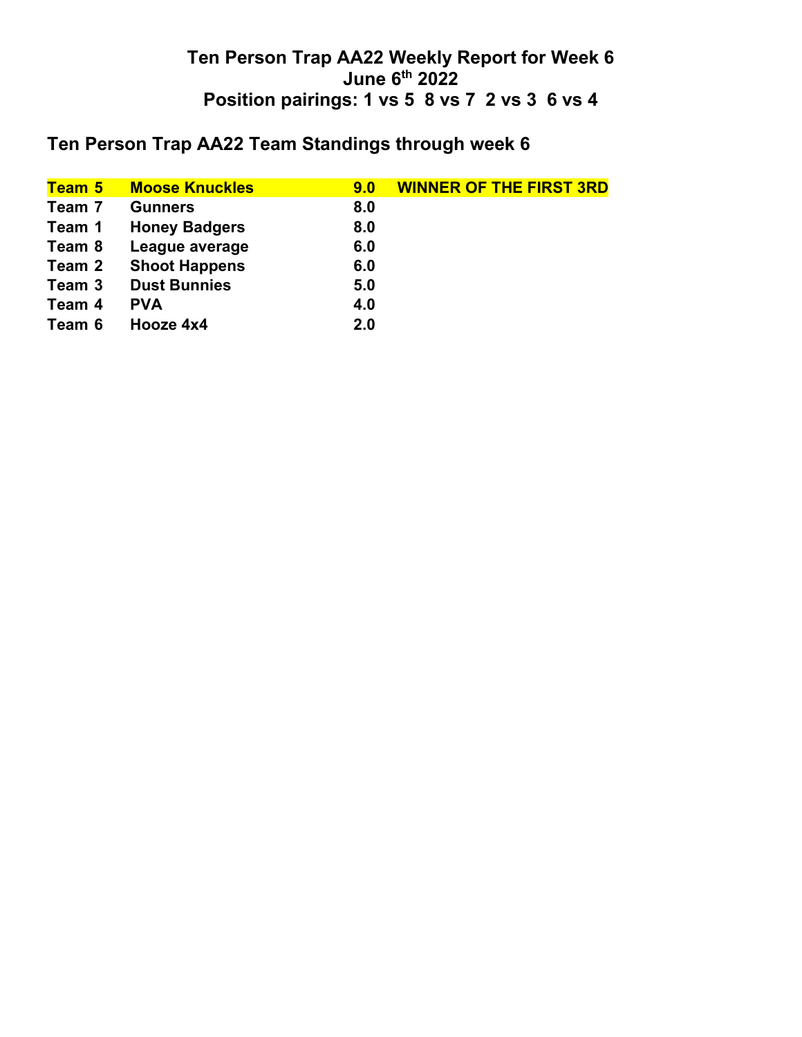# Ten Person Trap AA22 Weekly Report for Week 6
## June 6th 2022
## Position pairings: 1 vs 5  8 vs 7  2 vs 3  6 vs 4

## Ten Person Trap AA22 Team Standings through week 6

| | | | |
|---|---|---|---|
| **Team 5** | **Moose Knuckles** | **9.0** | **WINNER OF THE FIRST 3RD** |
| **Team 7** | **Gunners** | **8.0** | |
| **Team 1** | **Honey Badgers** | **8.0** | |
| **Team 8** | **League average** | **6.0** | |
| **Team 2** | **Shoot Happens** | **6.0** | |
| **Team 3** | **Dust Bunnies** | **5.0** | |
| **Team 4** | **PVA** | **4.0** | |
| **Team 6** | **Hooze 4x4** | **2.0** | |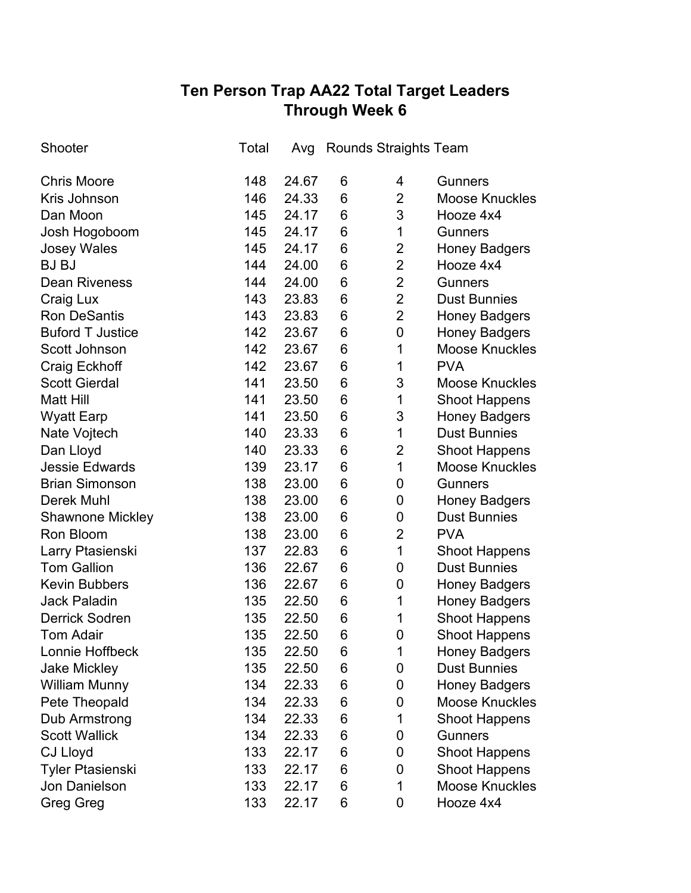# Ten Person Trap AA22 Total Target Leaders
## Through Week 6

| Shooter | Total | Avg | Rounds | Straights | Team |
|---|---|---|---|---|---|
| Chris Moore | 148 | 24.67 | 6 | 4 | Gunners |
| Kris Johnson | 146 | 24.33 | 6 | 2 | Moose Knuckles |
| Dan Moon | 145 | 24.17 | 6 | 3 | Hooze 4x4 |
| Josh Hogoboom | 145 | 24.17 | 6 | 1 | Gunners |
| Josey Wales | 145 | 24.17 | 6 | 2 | Honey Badgers |
| BJ BJ | 144 | 24.00 | 6 | 2 | Hooze 4x4 |
| Dean Riveness | 144 | 24.00 | 6 | 2 | Gunners |
| Craig Lux | 143 | 23.83 | 6 | 2 | Dust Bunnies |
| Ron DeSantis | 143 | 23.83 | 6 | 2 | Honey Badgers |
| Buford T Justice | 142 | 23.67 | 6 | 0 | Honey Badgers |
| Scott Johnson | 142 | 23.67 | 6 | 1 | Moose Knuckles |
| Craig Eckhoff | 142 | 23.67 | 6 | 1 | PVA |
| Scott Gierdal | 141 | 23.50 | 6 | 3 | Moose Knuckles |
| Matt Hill | 141 | 23.50 | 6 | 1 | Shoot Happens |
| Wyatt Earp | 141 | 23.50 | 6 | 3 | Honey Badgers |
| Nate Vojtech | 140 | 23.33 | 6 | 1 | Dust Bunnies |
| Dan Lloyd | 140 | 23.33 | 6 | 2 | Shoot Happens |
| Jessie Edwards | 139 | 23.17 | 6 | 1 | Moose Knuckles |
| Brian Simonson | 138 | 23.00 | 6 | 0 | Gunners |
| Derek Muhl | 138 | 23.00 | 6 | 0 | Honey Badgers |
| Shawnone Mickley | 138 | 23.00 | 6 | 0 | Dust Bunnies |
| Ron Bloom | 138 | 23.00 | 6 | 2 | PVA |
| Larry Ptasienski | 137 | 22.83 | 6 | 1 | Shoot Happens |
| Tom Gallion | 136 | 22.67 | 6 | 0 | Dust Bunnies |
| Kevin Bubbers | 136 | 22.67 | 6 | 0 | Honey Badgers |
| Jack Paladin | 135 | 22.50 | 6 | 1 | Honey Badgers |
| Derrick Sodren | 135 | 22.50 | 6 | 1 | Shoot Happens |
| Tom Adair | 135 | 22.50 | 6 | 0 | Shoot Happens |
| Lonnie Hoffbeck | 135 | 22.50 | 6 | 1 | Honey Badgers |
| Jake Mickley | 135 | 22.50 | 6 | 0 | Dust Bunnies |
| William Munny | 134 | 22.33 | 6 | 0 | Honey Badgers |
| Pete Theopald | 134 | 22.33 | 6 | 0 | Moose Knuckles |
| Dub Armstrong | 134 | 22.33 | 6 | 1 | Shoot Happens |
| Scott Wallick | 134 | 22.33 | 6 | 0 | Gunners |
| CJ Lloyd | 133 | 22.17 | 6 | 0 | Shoot Happens |
| Tyler Ptasienski | 133 | 22.17 | 6 | 0 | Shoot Happens |
| Jon Danielson | 133 | 22.17 | 6 | 1 | Moose Knuckles |
| Greg Greg | 133 | 22.17 | 6 | 0 | Hooze 4x4 |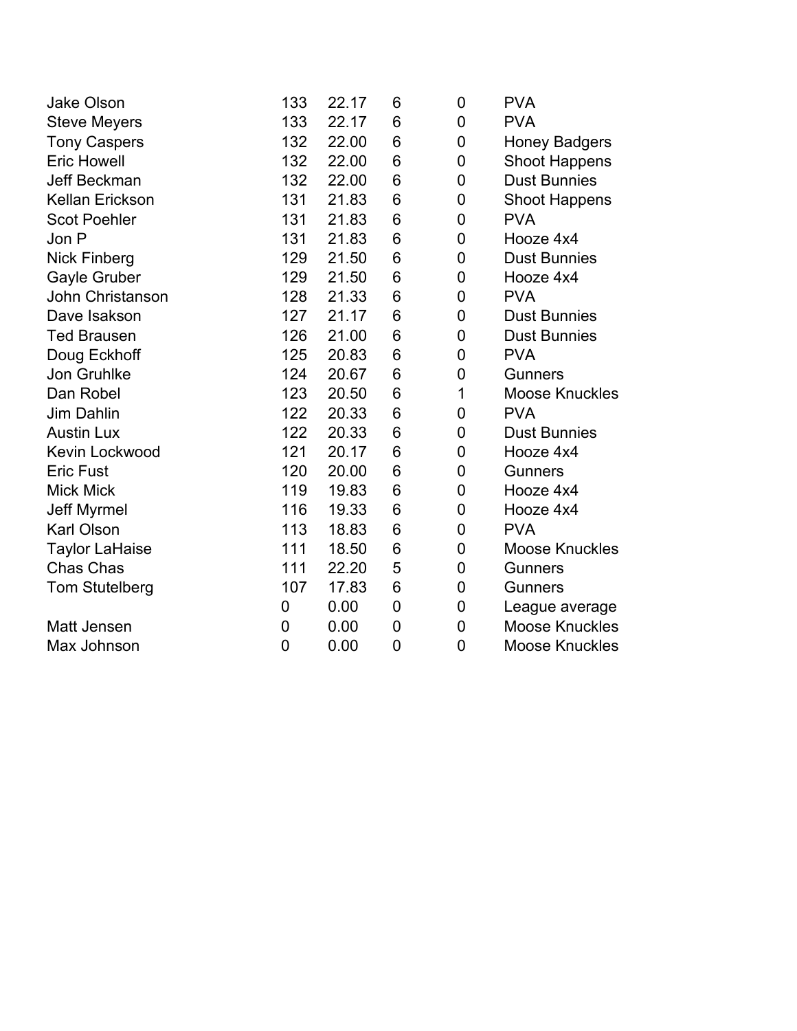| | | | | | |
|---|---|---|---|---|---|
| Jake Olson | 133 | 22.17 | 6 | 0 | PVA |
| Steve Meyers | 133 | 22.17 | 6 | 0 | PVA |
| Tony Caspers | 132 | 22.00 | 6 | 0 | Honey Badgers |
| Eric Howell | 132 | 22.00 | 6 | 0 | Shoot Happens |
| Jeff Beckman | 132 | 22.00 | 6 | 0 | Dust Bunnies |
| Kellan Erickson | 131 | 21.83 | 6 | 0 | Shoot Happens |
| Scot Poehler | 131 | 21.83 | 6 | 0 | PVA |
| Jon P | 131 | 21.83 | 6 | 0 | Hooze 4x4 |
| Nick Finberg | 129 | 21.50 | 6 | 0 | Dust Bunnies |
| Gayle Gruber | 129 | 21.50 | 6 | 0 | Hooze 4x4 |
| John Christanson | 128 | 21.33 | 6 | 0 | PVA |
| Dave Isakson | 127 | 21.17 | 6 | 0 | Dust Bunnies |
| Ted Brausen | 126 | 21.00 | 6 | 0 | Dust Bunnies |
| Doug Eckhoff | 125 | 20.83 | 6 | 0 | PVA |
| Jon Gruhlke | 124 | 20.67 | 6 | 0 | Gunners |
| Dan Robel | 123 | 20.50 | 6 | 1 | Moose Knuckles |
| Jim Dahlin | 122 | 20.33 | 6 | 0 | PVA |
| Austin Lux | 122 | 20.33 | 6 | 0 | Dust Bunnies |
| Kevin Lockwood | 121 | 20.17 | 6 | 0 | Hooze 4x4 |
| Eric Fust | 120 | 20.00 | 6 | 0 | Gunners |
| Mick Mick | 119 | 19.83 | 6 | 0 | Hooze 4x4 |
| Jeff Myrmel | 116 | 19.33 | 6 | 0 | Hooze 4x4 |
| Karl Olson | 113 | 18.83 | 6 | 0 | PVA |
| Taylor LaHaise | 111 | 18.50 | 6 | 0 | Moose Knuckles |
| Chas Chas | 111 | 22.20 | 5 | 0 | Gunners |
| Tom Stutelberg | 107 | 17.83 | 6 | 0 | Gunners |
| | 0 | 0.00 | 0 | 0 | League average |
| Matt Jensen | 0 | 0.00 | 0 | 0 | Moose Knuckles |
| Max Johnson | 0 | 0.00 | 0 | 0 | Moose Knuckles |